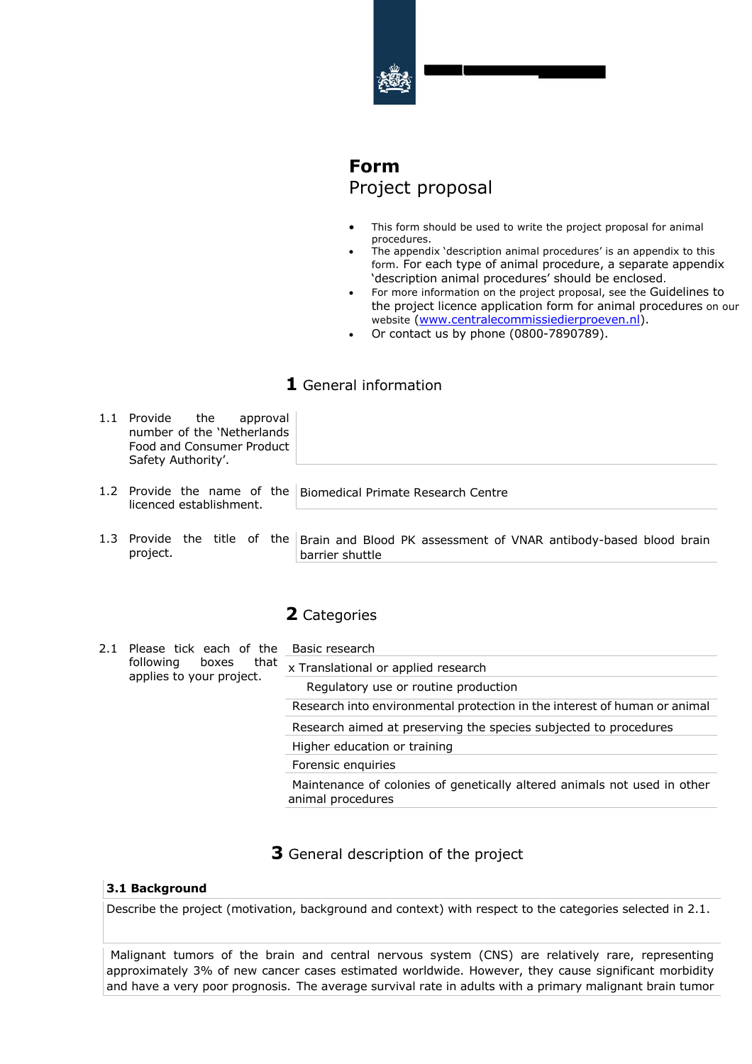# Form
Project proposal

- This form should be used to write the project proposal for animal procedures.
- The appendix 'description animal procedures' is an appendix to this form. For each type of animal procedure, a separate appendix 'description animal procedures' should be enclosed.
- For more information on the project proposal, see the Guidelines to the project licence application form for animal procedures on our website (www.centralecommissiedierproeven.nl).
- Or contact us by phone (0800-7890789).

## 1 General information

| | |
|---|---|
| 1.1 Provide the approval number of the 'Netherlands Food and Consumer Product Safety Authority'. | |
| 1.2 Provide the name of the licenced establishment. | Biomedical Primate Research Centre |
| 1.3 Provide the title of the project. | Brain and Blood PK assessment of VNAR antibody-based blood brain barrier shuttle |

## 2 Categories

2.1 Please tick each of the following boxes that applies to your project.

- Basic research
- x Translational or applied research
- Regulatory use or routine production
- Research into environmental protection in the interest of human or animal
- Research aimed at preserving the species subjected to procedures
- Higher education or training
- Forensic enquiries
- Maintenance of colonies of genetically altered animals not used in other animal procedures

## 3 General description of the project

### 3.1 Background

Describe the project (motivation, background and context) with respect to the categories selected in 2.1.

Malignant tumors of the brain and central nervous system (CNS) are relatively rare, representing approximately 3% of new cancer cases estimated worldwide. However, they cause significant morbidity and have a very poor prognosis. The average survival rate in adults with a primary malignant brain tumor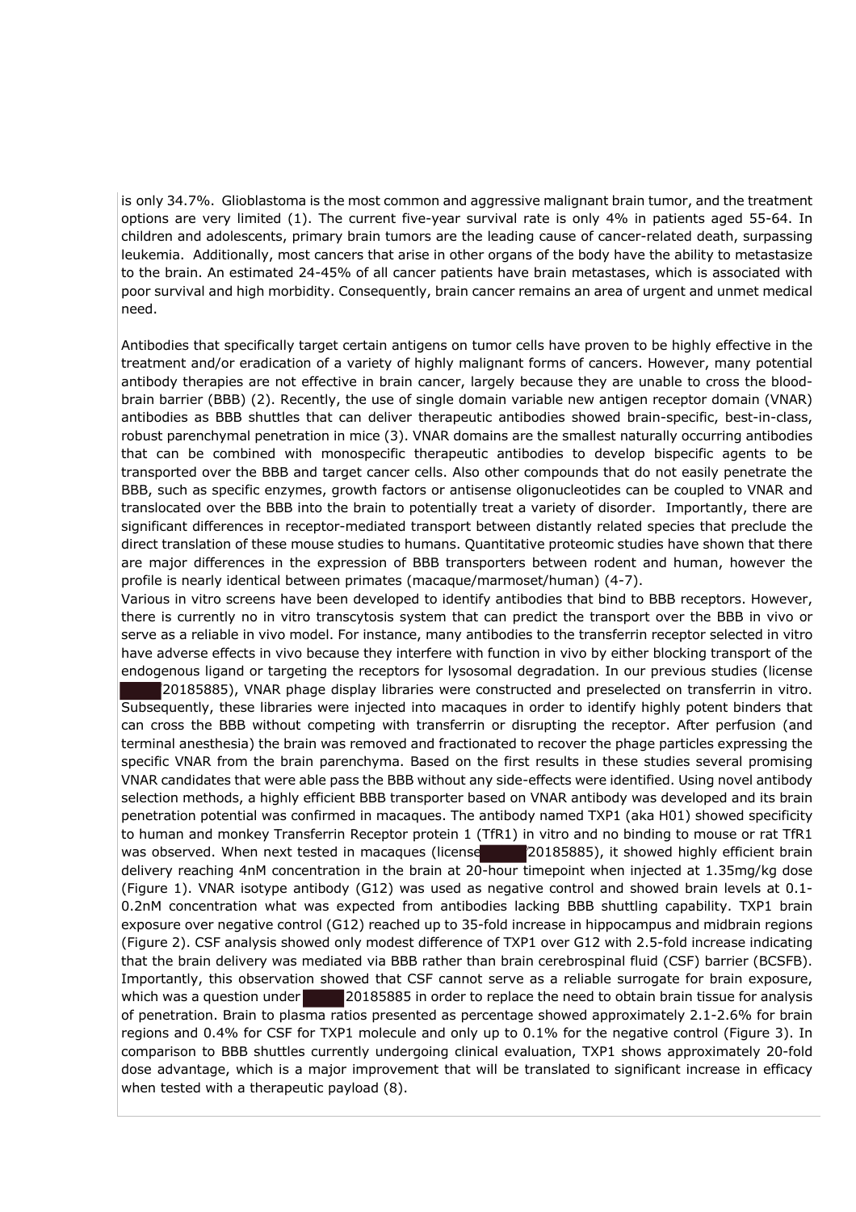is only 34.7%. Glioblastoma is the most common and aggressive malignant brain tumor, and the treatment options are very limited (1). The current five-year survival rate is only 4% in patients aged 55-64. In children and adolescents, primary brain tumors are the leading cause of cancer-related death, surpassing leukemia. Additionally, most cancers that arise in other organs of the body have the ability to metastasize to the brain. An estimated 24-45% of all cancer patients have brain metastases, which is associated with poor survival and high morbidity. Consequently, brain cancer remains an area of urgent and unmet medical need.

Antibodies that specifically target certain antigens on tumor cells have proven to be highly effective in the treatment and/or eradication of a variety of highly malignant forms of cancers. However, many potential antibody therapies are not effective in brain cancer, largely because they are unable to cross the blood-brain barrier (BBB) (2). Recently, the use of single domain variable new antigen receptor domain (VNAR) antibodies as BBB shuttles that can deliver therapeutic antibodies showed brain-specific, best-in-class, robust parenchymal penetration in mice (3). VNAR domains are the smallest naturally occurring antibodies that can be combined with monospecific therapeutic antibodies to develop bispecific agents to be transported over the BBB and target cancer cells. Also other compounds that do not easily penetrate the BBB, such as specific enzymes, growth factors or antisense oligonucleotides can be coupled to VNAR and translocated over the BBB into the brain to potentially treat a variety of disorder. Importantly, there are significant differences in receptor-mediated transport between distantly related species that preclude the direct translation of these mouse studies to humans. Quantitative proteomic studies have shown that there are major differences in the expression of BBB transporters between rodent and human, however the profile is nearly identical between primates (macaque/marmoset/human) (4-7).

Various in vitro screens have been developed to identify antibodies that bind to BBB receptors. However, there is currently no in vitro transcytosis system that can predict the transport over the BBB in vivo or serve as a reliable in vivo model. For instance, many antibodies to the transferrin receptor selected in vitro have adverse effects in vivo because they interfere with function in vivo by either blocking transport of the endogenous ligand or targeting the receptors for lysosomal degradation. In our previous studies (license 20185885), VNAR phage display libraries were constructed and preselected on transferrin in vitro. Subsequently, these libraries were injected into macaques in order to identify highly potent binders that can cross the BBB without competing with transferrin or disrupting the receptor. After perfusion (and terminal anesthesia) the brain was removed and fractionated to recover the phage particles expressing the specific VNAR from the brain parenchyma. Based on the first results in these studies several promising VNAR candidates that were able pass the BBB without any side-effects were identified. Using novel antibody selection methods, a highly efficient BBB transporter based on VNAR antibody was developed and its brain penetration potential was confirmed in macaques. The antibody named TXP1 (aka H01) showed specificity to human and monkey Transferrin Receptor protein 1 (TfR1) in vitro and no binding to mouse or rat TfR1 was observed. When next tested in macaques (license 20185885), it showed highly efficient brain delivery reaching 4nM concentration in the brain at 20-hour timepoint when injected at 1.35mg/kg dose (Figure 1). VNAR isotype antibody (G12) was used as negative control and showed brain levels at 0.1-0.2nM concentration what was expected from antibodies lacking BBB shuttling capability. TXP1 brain exposure over negative control (G12) reached up to 35-fold increase in hippocampus and midbrain regions (Figure 2). CSF analysis showed only modest difference of TXP1 over G12 with 2.5-fold increase indicating that the brain delivery was mediated via BBB rather than brain cerebrospinal fluid (CSF) barrier (BCSFB). Importantly, this observation showed that CSF cannot serve as a reliable surrogate for brain exposure, which was a question under 20185885 in order to replace the need to obtain brain tissue for analysis of penetration. Brain to plasma ratios presented as percentage showed approximately 2.1-2.6% for brain regions and 0.4% for CSF for TXP1 molecule and only up to 0.1% for the negative control (Figure 3). In comparison to BBB shuttles currently undergoing clinical evaluation, TXP1 shows approximately 20-fold dose advantage, which is a major improvement that will be translated to significant increase in efficacy when tested with a therapeutic payload (8).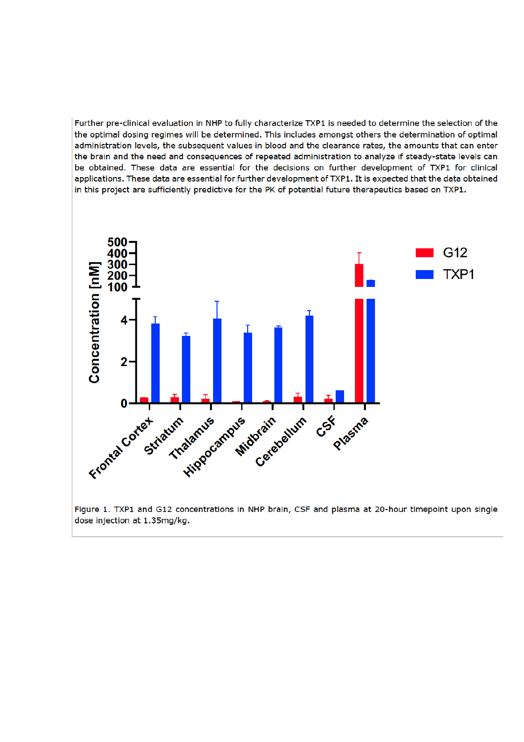Further pre-clinical evaluation in NHP to fully characterize TXP1 is needed to determine the selection of the the optimal dosing regimes will be determined. This includes amongst others the determination of optimal administration levels, the subsequent values in blood and the clearance rates, the amounts that can enter the brain and the need and consequences of repeated administration to analyze if steady-state levels can be obtained. These data are essential for the decisions on further development of TXP1 for clinical applications. **These data are essential for further development of TXP1. It is expected that the data obtained in this project are sufficiently predictive for the PK of potential future therapeutics based on TXP1.**

Figure 1. TXP1 and G12 concentrations in NHP brain, CSF and plasma at 20-hour timepoint upon single dose injection at 1.35mg/kg.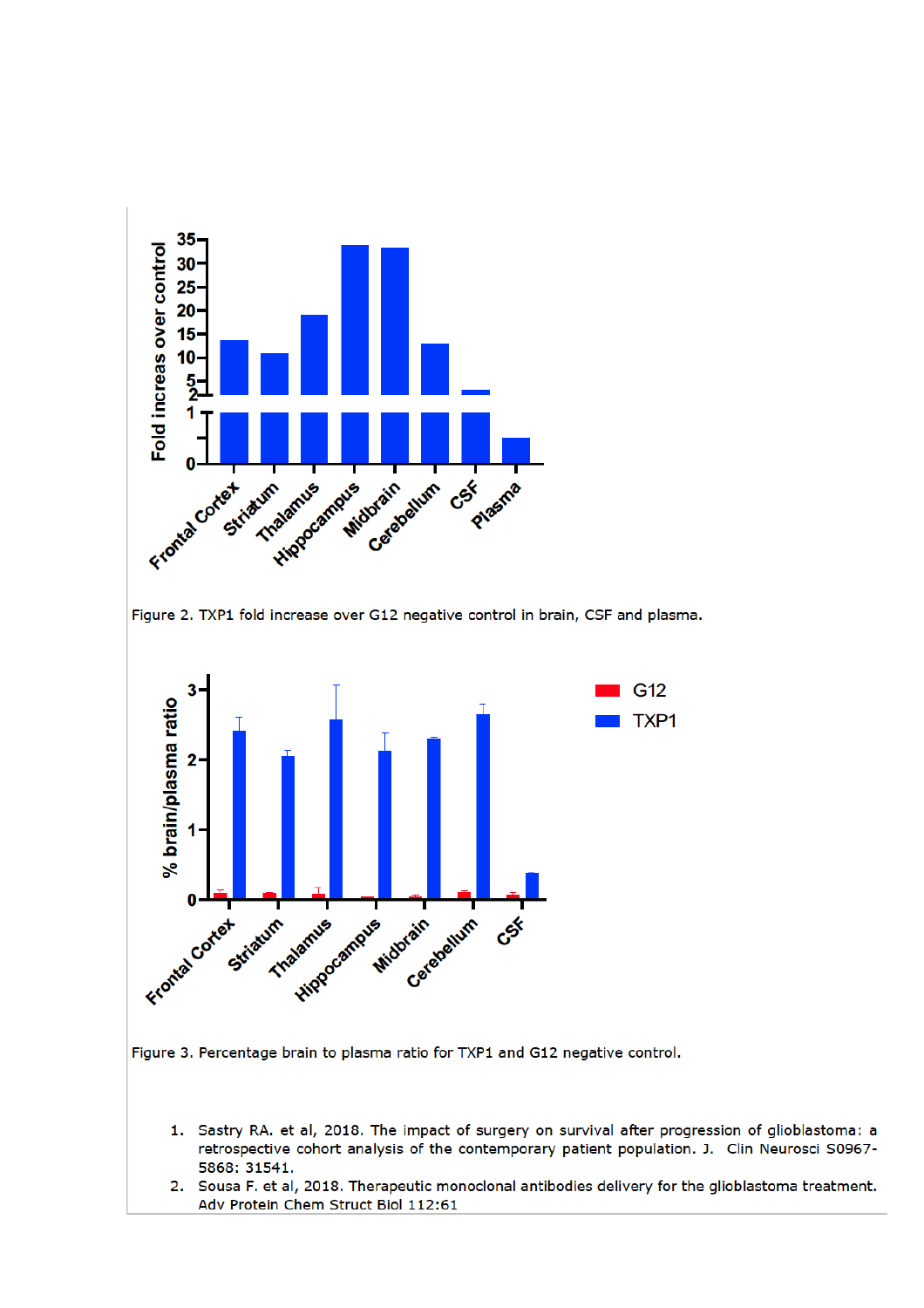Figure 2. TXP1 fold increase over G12 negative control in brain, CSF and plasma.

Figure 3. Percentage brain to plasma ratio for TXP1 and G12 negative control.

1. Sastry RA. et al, 2018. The impact of surgery on survival after progression of glioblastoma: a retrospective cohort analysis of the contemporary patient population. J. Clin Neurosci S0967-5868: 31541.
2. Sousa F. et al, 2018. Therapeutic monoclonal antibodies delivery for the glioblastoma treatment. Adv Protein Chem Struct Biol 112:61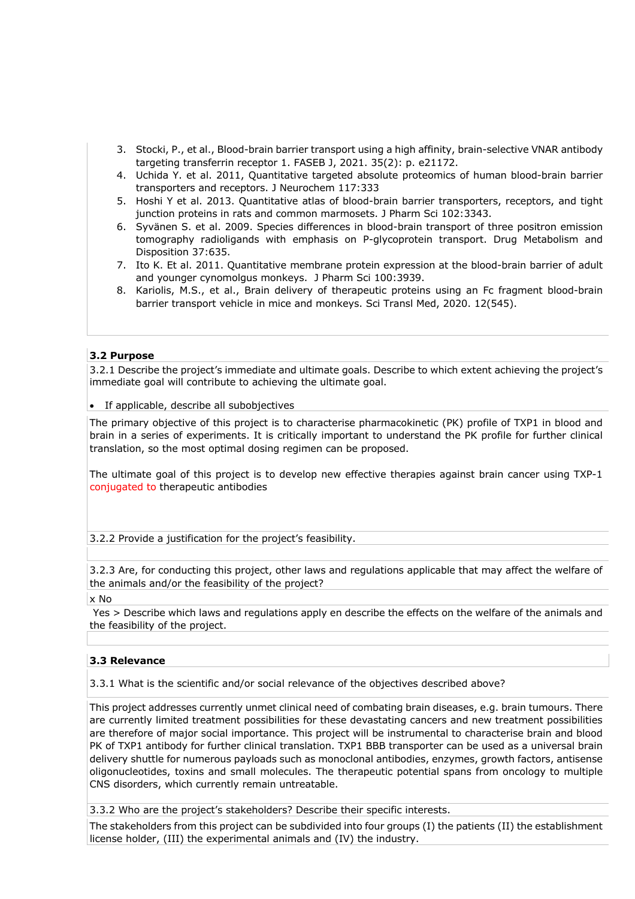3. Stocki, P., et al., Blood-brain barrier transport using a high affinity, brain-selective VNAR antibody targeting transferrin receptor 1. FASEB J, 2021. 35(2): p. e21172.
4. Uchida Y. et al. 2011, Quantitative targeted absolute proteomics of human blood-brain barrier transporters and receptors. J Neurochem 117:333
5. Hoshi Y et al. 2013. Quantitative atlas of blood-brain barrier transporters, receptors, and tight junction proteins in rats and common marmosets. J Pharm Sci 102:3343.
6. Syvänen S. et al. 2009. Species differences in blood-brain transport of three positron emission tomography radioligands with emphasis on P-glycoprotein transport. Drug Metabolism and Disposition 37:635.
7. Ito K. Et al. 2011. Quantitative membrane protein expression at the blood-brain barrier of adult and younger cynomolgus monkeys. J Pharm Sci 100:3939.
8. Kariolis, M.S., et al., Brain delivery of therapeutic proteins using an Fc fragment blood-brain barrier transport vehicle in mice and monkeys. Sci Transl Med, 2020. 12(545).

### 3.2 Purpose

3.2.1 Describe the project's immediate and ultimate goals. Describe to which extent achieving the project's immediate goal will contribute to achieving the ultimate goal.

- If applicable, describe all subobjectives

The primary objective of this project is to characterise pharmacokinetic (PK) profile of TXP1 in blood and brain in a series of experiments. It is critically important to understand the PK profile for further clinical translation, so the most optimal dosing regimen can be proposed.

The ultimate goal of this project is to develop new effective therapies against brain cancer using TXP-1 conjugated to therapeutic antibodies

3.2.2 Provide a justification for the project's feasibility.

3.2.3 Are, for conducting this project, other laws and regulations applicable that may affect the welfare of the animals and/or the feasibility of the project?

x No

Yes > Describe which laws and regulations apply en describe the effects on the welfare of the animals and the feasibility of the project.

### 3.3 Relevance

3.3.1 What is the scientific and/or social relevance of the objectives described above?

This project addresses currently unmet clinical need of combating brain diseases, e.g. brain tumours. There are currently limited treatment possibilities for these devastating cancers and new treatment possibilities are therefore of major social importance. This project will be instrumental to characterise brain and blood PK of TXP1 antibody for further clinical translation. TXP1 BBB transporter can be used as a universal brain delivery shuttle for numerous payloads such as monoclonal antibodies, enzymes, growth factors, antisense oligonucleotides, toxins and small molecules. The therapeutic potential spans from oncology to multiple CNS disorders, which currently remain untreatable.

3.3.2 Who are the project's stakeholders? Describe their specific interests.

The stakeholders from this project can be subdivided into four groups (I) the patients (II) the establishment license holder, (III) the experimental animals and (IV) the industry.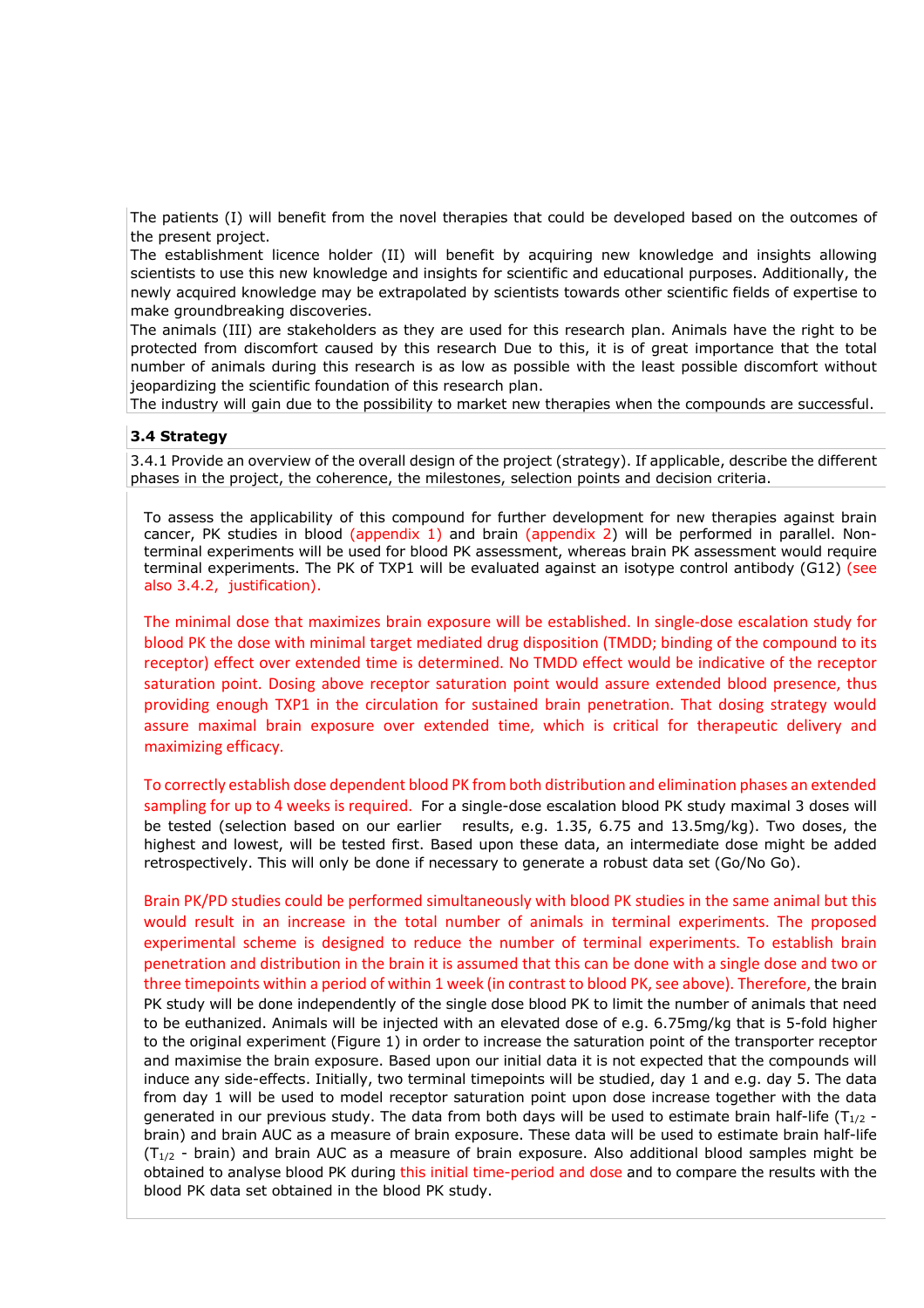The patients (I) will benefit from the novel therapies that could be developed based on the outcomes of the present project.
The establishment licence holder (II) will benefit by acquiring new knowledge and insights allowing scientists to use this new knowledge and insights for scientific and educational purposes. Additionally, the newly acquired knowledge may be extrapolated by scientists towards other scientific fields of expertise to make groundbreaking discoveries.
The animals (III) are stakeholders as they are used for this research plan. Animals have the right to be protected from discomfort caused by this research Due to this, it is of great importance that the total number of animals during this research is as low as possible with the least possible discomfort without jeopardizing the scientific foundation of this research plan.
The industry will gain due to the possibility to market new therapies when the compounds are successful.

**3.4 Strategy**

3.4.1 Provide an overview of the overall design of the project (strategy). If applicable, describe the different phases in the project, the coherence, the milestones, selection points and decision criteria.

To assess the applicability of this compound for further development for new therapies against brain cancer, PK studies in blood (appendix 1) and brain (appendix 2) will be performed in parallel. Non-terminal experiments will be used for blood PK assessment, whereas brain PK assessment would require terminal experiments. The PK of TXP1 will be evaluated against an isotype control antibody (G12) (see also 3.4.2, justification).

The minimal dose that maximizes brain exposure will be established. In single-dose escalation study for blood PK the dose with minimal target mediated drug disposition (TMDD; binding of the compound to its receptor) effect over extended time is determined. No TMDD effect would be indicative of the receptor saturation point. Dosing above receptor saturation point would assure extended blood presence, thus providing enough TXP1 in the circulation for sustained brain penetration. That dosing strategy would assure maximal brain exposure over extended time, which is critical for therapeutic delivery and maximizing efficacy.

To correctly establish dose dependent blood PK from both distribution and elimination phases an extended sampling for up to 4 weeks is required. For a single-dose escalation blood PK study maximal 3 doses will be tested (selection based on our earlier results, e.g. 1.35, 6.75 and 13.5mg/kg). Two doses, the highest and lowest, will be tested first. Based upon these data, an intermediate dose might be added retrospectively. This will only be done if necessary to generate a robust data set (Go/No Go).

Brain PK/PD studies could be performed simultaneously with blood PK studies in the same animal but this would result in an increase in the total number of animals in terminal experiments. The proposed experimental scheme is designed to reduce the number of terminal experiments. To establish brain penetration and distribution in the brain it is assumed that this can be done with a single dose and two or three timepoints within a period of within 1 week (in contrast to blood PK, see above). Therefore, the brain PK study will be done independently of the single dose blood PK to limit the number of animals that need to be euthanized. Animals will be injected with an elevated dose of e.g. 6.75mg/kg that is 5-fold higher to the original experiment (Figure 1) in order to increase the saturation point of the transporter receptor and maximise the brain exposure. Based upon our initial data it is not expected that the compounds will induce any side-effects. Initially, two terminal timepoints will be studied, day 1 and e.g. day 5. The data from day 1 will be used to model receptor saturation point upon dose increase together with the data generated in our previous study. The data from both days will be used to estimate brain half-life ($T_{1/2}$ - brain) and brain AUC as a measure of brain exposure. These data will be used to estimate brain half-life ($T_{1/2}$ - brain) and brain AUC as a measure of brain exposure. Also additional blood samples might be obtained to analyse blood PK during this initial time-period and dose and to compare the results with the blood PK data set obtained in the blood PK study.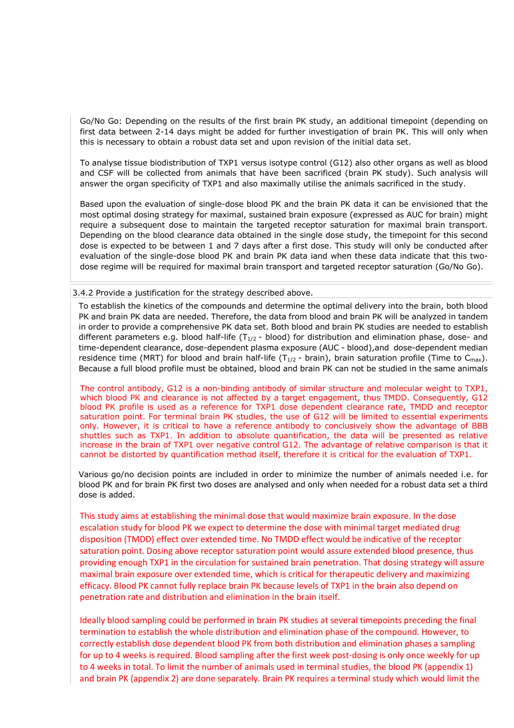Go/No Go: Depending on the results of the first brain PK study, an additional timepoint (depending on first data between 2-14 days might be added for further investigation of brain PK. This will only when this is necessary to obtain a robust data set and upon revision of the initial data set.

To analyse tissue biodistribution of TXP1 versus isotype control (G12) also other organs as well as blood and CSF will be collected from animals that have been sacrificed (brain PK study). Such analysis will answer the organ specificity of TXP1 and also maximally utilise the animals sacrificed in the study.

Based upon the evaluation of single-dose blood PK and the brain PK data it can be envisioned that the most optimal dosing strategy for maximal, sustained brain exposure (expressed as AUC for brain) might require a subsequent dose to maintain the targeted receptor saturation for maximal brain transport. Depending on the blood clearance data obtained in the single dose study, the timepoint for this second dose is expected to be between 1 and 7 days after a first dose. This study will only be conducted after evaluation of the single-dose blood PK and brain PK data iand when these data indicate that this two-dose regime will be required for maximal brain transport and targeted receptor saturation (Go/No Go).

3.4.2 Provide a justification for the strategy described above.

To establish the kinetics of the compounds and determine the optimal delivery into the brain, both blood PK and brain PK data are needed. Therefore, the data from blood and brain PK will be analyzed in tandem in order to provide a comprehensive PK data set. Both blood and brain PK studies are needed to establish different parameters e.g. blood half-life ($T_{1/2}$ - blood) for distribution and elimination phase, dose- and time-dependent clearance, dose-dependent plasma exposure (AUC - blood),and dose-dependent median residence time (MRT) for blood and brain half-life ($T_{1/2}$ - brain), brain saturation profile (Time to $C_{max}$). Because a full blood profile must be obtained, blood and brain PK can not be studied in the same animals

The control antibody, G12 is a non-binding antibody of similar structure and molecular weight to TXP1, which blood PK and clearance is not affected by a target engagement, thus TMDD. Consequently, G12 blood PK profile is used as a reference for TXP1 dose dependent clearance rate, TMDD and receptor saturation point. For terminal brain PK studies, the use of G12 will be limited to essential experiments only. However, it is critical to have a reference antibody to conclusively show the advantage of BBB shuttles such as TXP1. In addition to absolute quantification, the data will be presented as relative increase in the brain of TXP1 over negative control G12. The advantage of relative comparison is that it cannot be distorted by quantification method itself, therefore it is critical for the evaluation of TXP1.

Various go/no decision points are included in order to minimize the number of animals needed i.e. for blood PK and for brain PK first two doses are analysed and only when needed for a robust data set a third dose is added.

This study aims at establishing the minimal dose that would maximize brain exposure. In the dose escalation study for blood PK we expect to determine the dose with minimal target mediated drug disposition (TMDD) effect over extended time. No TMDD effect would be indicative of the receptor saturation point. Dosing above receptor saturation point would assure extended blood presence, thus providing enough TXP1 in the circulation for sustained brain penetration. That dosing strategy will assure maximal brain exposure over extended time, which is critical for therapeutic delivery and maximizing efficacy. Blood PK cannot fully replace brain PK because levels of TXP1 in the brain also depend on penetration rate and distribution and elimination in the brain itself.

Ideally blood sampling could be performed in brain PK studies at several timepoints preceding the final termination to establish the whole distribution and elimination phase of the compound. However, to correctly establish dose dependent blood PK from both distribution and elimination phases a sampling for up to 4 weeks is required. Blood sampling after the first week post-dosing is only once weekly for up to 4 weeks in total. To limit the number of animals used in terminal studies, the blood PK (appendix 1) and brain PK (appendix 2) are done separately. Brain PK requires a terminal study which would limit the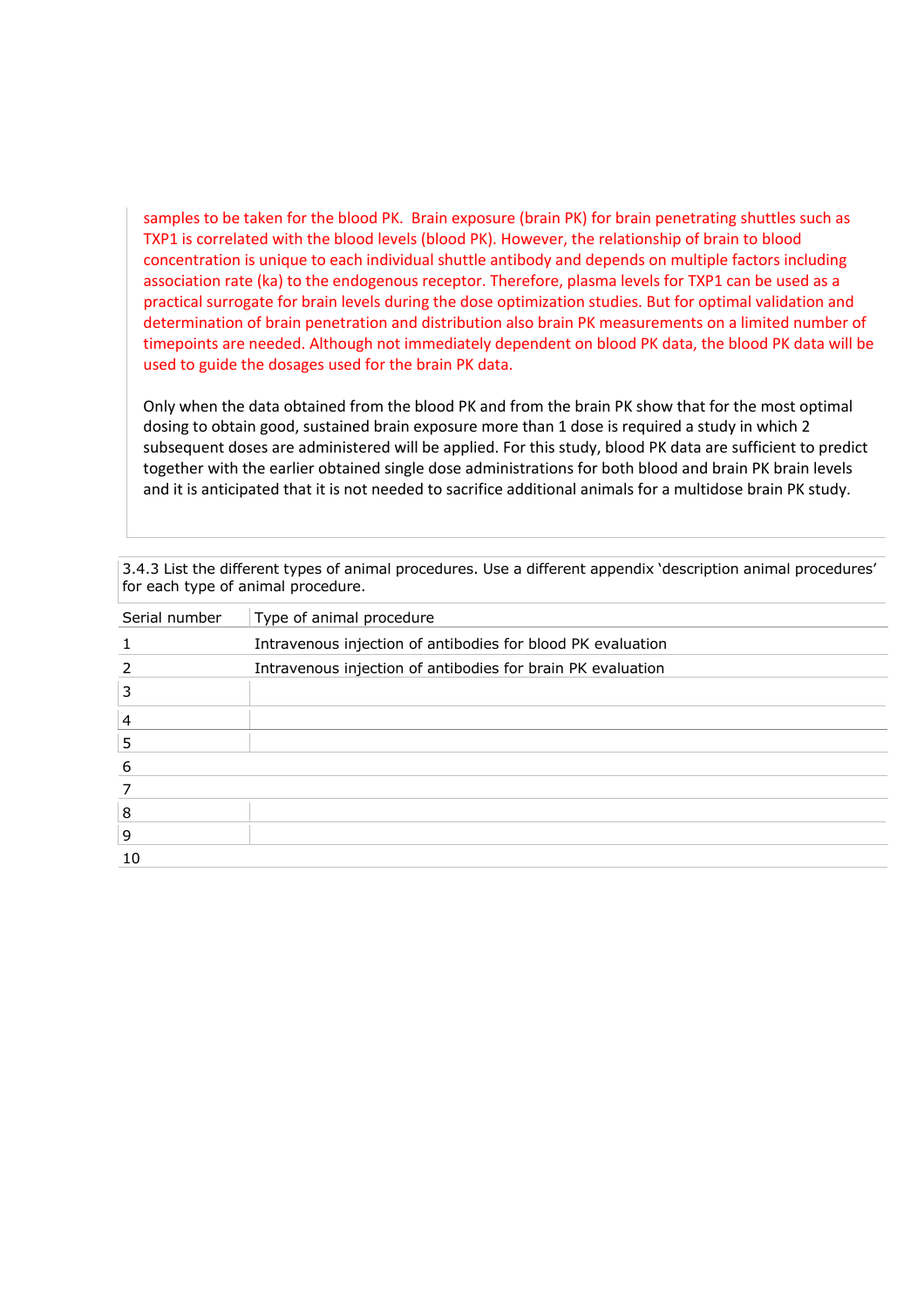samples to be taken for the blood PK. Brain exposure (brain PK) for brain penetrating shuttles such as TXP1 is correlated with the blood levels (blood PK). However, the relationship of brain to blood concentration is unique to each individual shuttle antibody and depends on multiple factors including association rate (ka) to the endogenous receptor. Therefore, plasma levels for TXP1 can be used as a practical surrogate for brain levels during the dose optimization studies. But for optimal validation and determination of brain penetration and distribution also brain PK measurements on a limited number of timepoints are needed. Although not immediately dependent on blood PK data, the blood PK data will be used to guide the dosages used for the brain PK data.

Only when the data obtained from the blood PK and from the brain PK show that for the most optimal dosing to obtain good, sustained brain exposure more than 1 dose is required a study in which 2 subsequent doses are administered will be applied. For this study, blood PK data are sufficient to predict together with the earlier obtained single dose administrations for both blood and brain PK brain levels and it is anticipated that it is not needed to sacrifice additional animals for a multidose brain PK study.

3.4.3 List the different types of animal procedures. Use a different appendix 'description animal procedures' for each type of animal procedure.

| Serial number | Type of animal procedure |
|---|---|
| 1 | Intravenous injection of antibodies for blood PK evaluation |
| 2 | Intravenous injection of antibodies for brain PK evaluation |
| 3 | |
| 4 | |
| 5 | |
| 6 | |
| 7 | |
| 8 | |
| 9 | |
| 10 | |